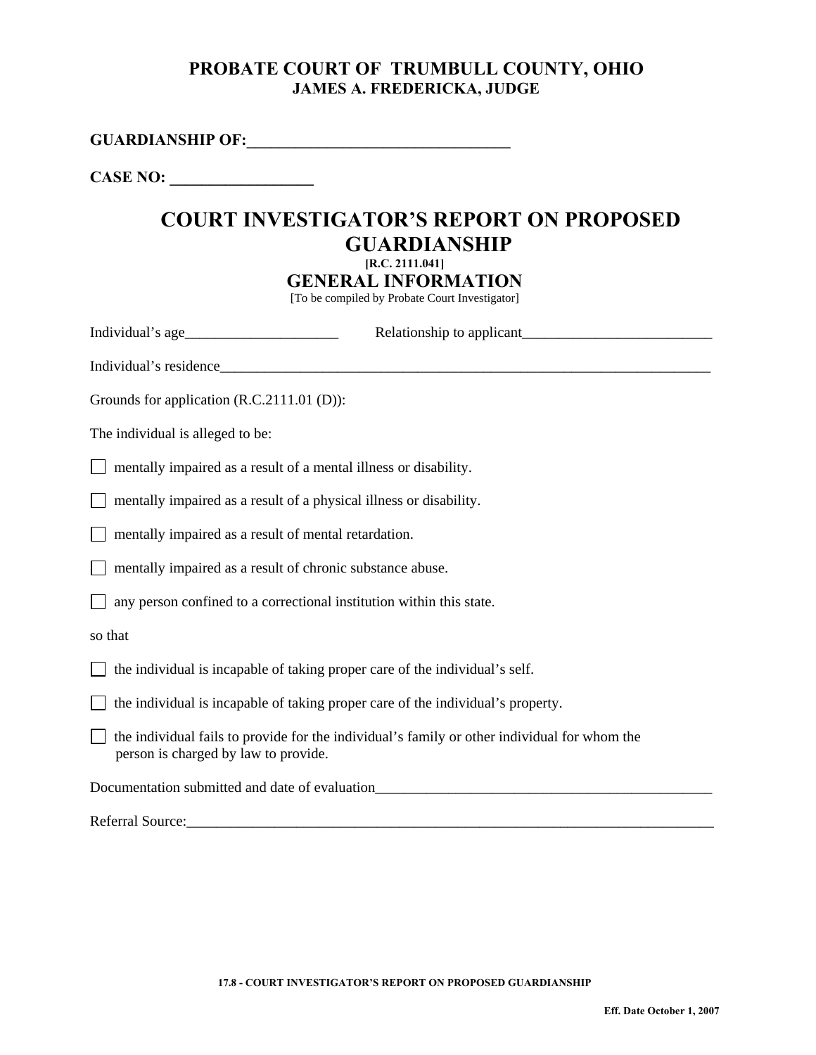## PROBATE COURT OF TRUMBULL COUNTY, OHIO
**JAMES A. FREDERICKA, JUDGE**

**GUARDIANSHIP OF:**\_\_\_\_\_\_\_\_\_\_\_\_\_\_\_\_\_\_\_\_\_\_\_\_\_\_\_\_\_\_\_\_\_\_

**CASE NO:** \_\_\_\_\_\_\_\_\_\_\_\_\_\_\_\_\_\_

# COURT INVESTIGATOR'S REPORT ON PROPOSED GUARDIANSHIP

**[R.C. 2111.041]**

## GENERAL INFORMATION

[To be compiled by Probate Court Investigator]

Individual's age\_\_\_\_\_\_\_\_\_\_\_\_\_\_\_\_\_\_\_\_\_ Relationship to applicant\_\_\_\_\_\_\_\_\_\_\_\_\_\_\_\_\_\_\_\_\_\_\_\_\_\_

Individual's residence\_\_\_\_\_\_\_\_\_\_\_\_\_\_\_\_\_\_\_\_\_\_\_\_\_\_\_\_\_\_\_\_\_\_\_\_\_\_\_\_\_\_\_\_\_\_\_\_\_\_\_\_\_\_\_\_\_\_\_\_\_\_\_\_\_\_\_\_\_\_

Grounds for application (R.C.2111.01 (D)):

The individual is alleged to be:

- ☐ mentally impaired as a result of a mental illness or disability.
- ☐ mentally impaired as a result of a physical illness or disability.
- ☐ mentally impaired as a result of mental retardation.
- ☐ mentally impaired as a result of chronic substance abuse.
- ☐ any person confined to a correctional institution within this state.

so that

- ☐ the individual is incapable of taking proper care of the individual's self.
- ☐ the individual is incapable of taking proper care of the individual's property.
- ☐ the individual fails to provide for the individual's family or other individual for whom the person is charged by law to provide.

Documentation submitted and date of evaluation\_\_\_\_\_\_\_\_\_\_\_\_\_\_\_\_\_\_\_\_\_\_\_\_\_\_\_\_\_\_\_\_\_\_\_\_\_\_\_\_\_\_\_\_\_\_\_

Referral Source:\_\_\_\_\_\_\_\_\_\_\_\_\_\_\_\_\_\_\_\_\_\_\_\_\_\_\_\_\_\_\_\_\_\_\_\_\_\_\_\_\_\_\_\_\_\_\_\_\_\_\_\_\_\_\_\_\_\_\_\_\_\_\_\_\_\_\_\_\_\_\_\_\_\_\_

**17.8 - COURT INVESTIGATOR'S REPORT ON PROPOSED GUARDIANSHIP**

**Eff. Date October 1, 2007**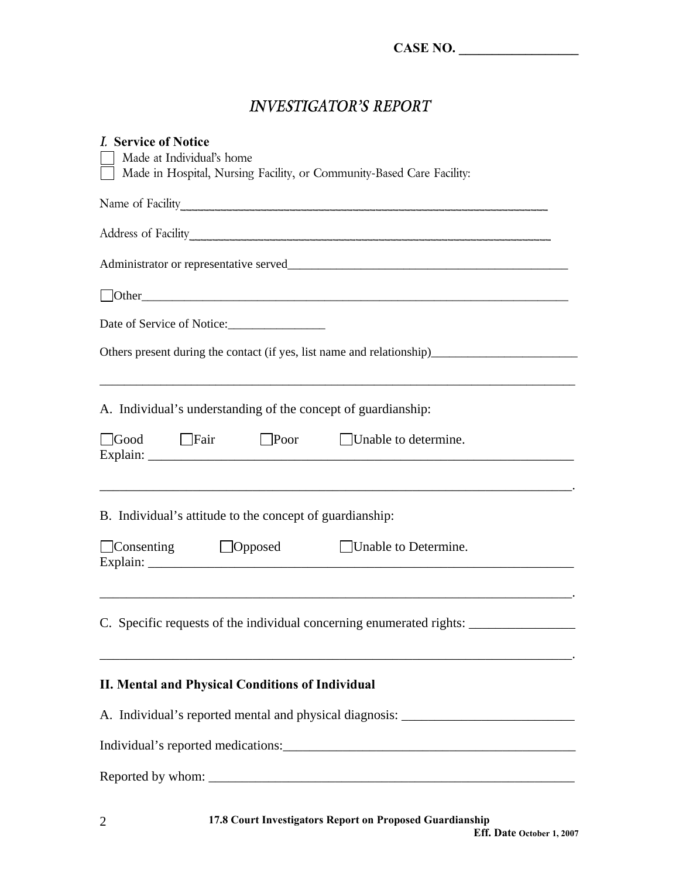**CASE NO. ________________**

# *INVESTIGATOR'S REPORT*

## *I.* Service of Notice

☐ Made at Individual's home

☐ Made in Hospital, Nursing Facility, or Community-Based Care Facility:

Name of Facility________________________________________________________

Address of Facility______________________________________________________

Administrator or representative served_____________________________________________

☐Other______________________________________________________________________

Date of Service of Notice:________________

Others present during the contact (if yes, list name and relationship)________________________

______________________________________________________________________________

A. Individual's understanding of the concept of guardianship:

☐Good ☐Fair ☐Poor ☐Unable to determine.

Explain: ____________________________________________________________________

____________________________________________________________________________.

B. Individual's attitude to the concept of guardianship:

☐Consenting ☐Opposed ☐Unable to Determine.

Explain: ____________________________________________________________________

____________________________________________________________________________.

C. Specific requests of the individual concerning enumerated rights: ________________

____________________________________________________________________________.

## II. Mental and Physical Conditions of Individual

A. Individual's reported mental and physical diagnosis: __________________________

Individual's reported medications:_____________________________________________

Reported by whom: ________________________________________________________

**17.8 Court Investigators Report on Proposed Guardianship**
**Eff. Date October 1, 2007**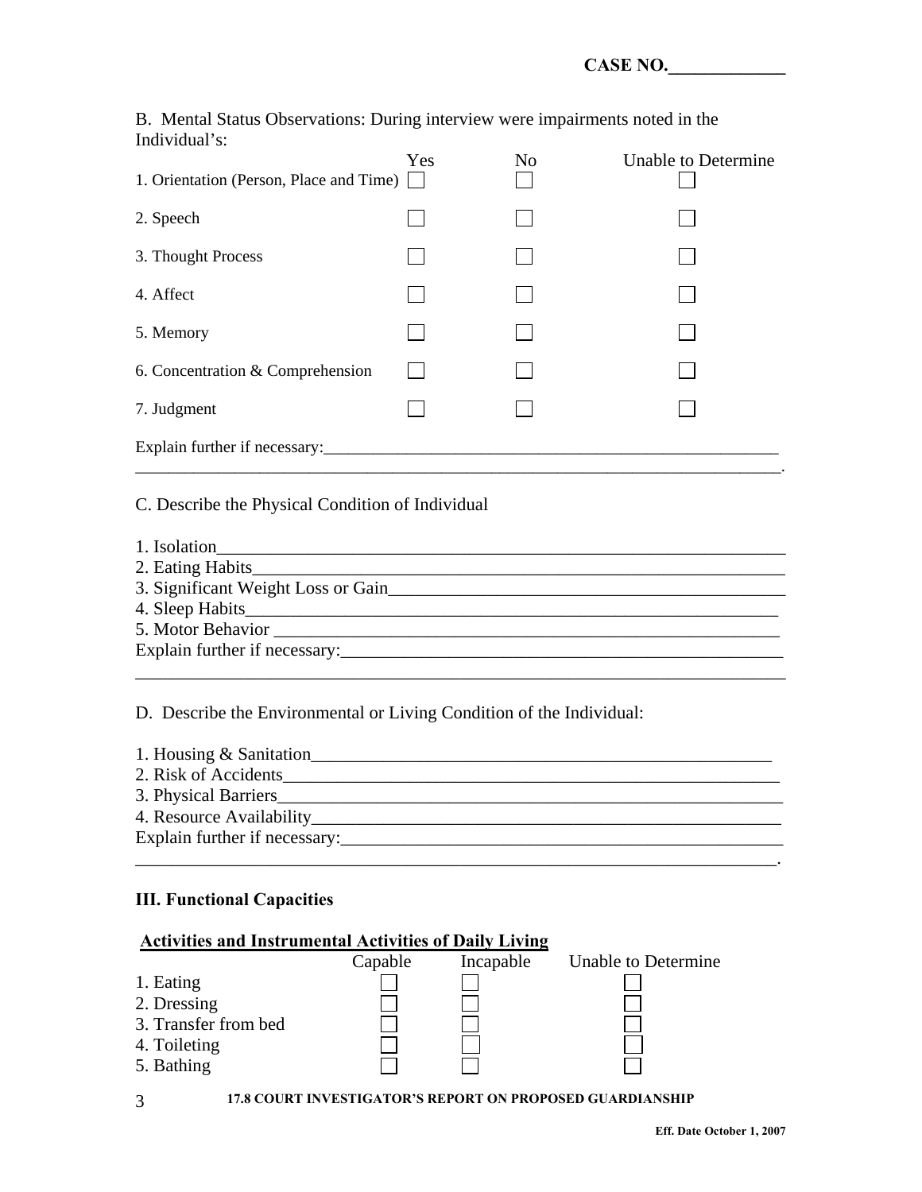CASE NO.\_\_\_\_\_\_\_\_\_\_\_\_\_

B. Mental Status Observations: During interview were impairments noted in the Individual's:

| | Yes | No | Unable to Determine |
|---|---|---|---|
| 1. Orientation (Person, Place and Time) | ☐ | ☐ | ☐ |
| 2. Speech | ☐ | ☐ | ☐ |
| 3. Thought Process | ☐ | ☐ | ☐ |
| 4. Affect | ☐ | ☐ | ☐ |
| 5. Memory | ☐ | ☐ | ☐ |
| 6. Concentration & Comprehension | ☐ | ☐ | ☐ |
| 7. Judgment | ☐ | ☐ | ☐ |

Explain further if necessary:\_\_\_\_\_\_\_\_\_\_\_\_\_\_\_\_\_\_\_\_\_\_\_\_\_\_\_\_\_\_\_\_\_\_\_\_\_\_\_\_\_\_\_\_\_\_\_\_\_\_\_\_\_\_

\_\_\_\_\_\_\_\_\_\_\_\_\_\_\_\_\_\_\_\_\_\_\_\_\_\_\_\_\_\_\_\_\_\_\_\_\_\_\_\_\_\_\_\_\_\_\_\_\_\_\_\_\_\_\_\_\_\_\_\_\_\_\_\_\_\_\_\_\_\_\_\_\_\_\_\_.

C. Describe the Physical Condition of Individual

1. Isolation\_\_\_\_\_\_\_\_\_\_\_\_\_\_\_\_\_\_\_\_\_\_\_\_\_\_\_\_\_\_\_\_\_\_\_\_\_\_\_\_\_\_\_\_\_\_\_\_\_\_\_\_\_\_\_\_\_\_\_\_\_\_\_\_
2. Eating Habits\_\_\_\_\_\_\_\_\_\_\_\_\_\_\_\_\_\_\_\_\_\_\_\_\_\_\_\_\_\_\_\_\_\_\_\_\_\_\_\_\_\_\_\_\_\_\_\_\_\_\_\_\_\_\_\_\_\_\_\_\_
3. Significant Weight Loss or Gain\_\_\_\_\_\_\_\_\_\_\_\_\_\_\_\_\_\_\_\_\_\_\_\_\_\_\_\_\_\_\_\_\_\_\_\_\_\_\_\_\_\_\_\_\_
4. Sleep Habits\_\_\_\_\_\_\_\_\_\_\_\_\_\_\_\_\_\_\_\_\_\_\_\_\_\_\_\_\_\_\_\_\_\_\_\_\_\_\_\_\_\_\_\_\_\_\_\_\_\_\_\_\_\_\_\_\_\_\_\_\_
5. Motor Behavior \_\_\_\_\_\_\_\_\_\_\_\_\_\_\_\_\_\_\_\_\_\_\_\_\_\_\_\_\_\_\_\_\_\_\_\_\_\_\_\_\_\_\_\_\_\_\_\_\_\_\_\_\_\_\_\_\_\_

Explain further if necessary:\_\_\_\_\_\_\_\_\_\_\_\_\_\_\_\_\_\_\_\_\_\_\_\_\_\_\_\_\_\_\_\_\_\_\_\_\_\_\_\_\_\_\_\_\_\_\_\_\_\_\_

\_\_\_\_\_\_\_\_\_\_\_\_\_\_\_\_\_\_\_\_\_\_\_\_\_\_\_\_\_\_\_\_\_\_\_\_\_\_\_\_\_\_\_\_\_\_\_\_\_\_\_\_\_\_\_\_\_\_\_\_\_\_\_\_\_\_\_\_\_\_\_\_\_\_\_\_

D. Describe the Environmental or Living Condition of the Individual:

1. Housing & Sanitation\_\_\_\_\_\_\_\_\_\_\_\_\_\_\_\_\_\_\_\_\_\_\_\_\_\_\_\_\_\_\_\_\_\_\_\_\_\_\_\_\_\_\_\_\_\_\_\_\_\_\_\_
2. Risk of Accidents\_\_\_\_\_\_\_\_\_\_\_\_\_\_\_\_\_\_\_\_\_\_\_\_\_\_\_\_\_\_\_\_\_\_\_\_\_\_\_\_\_\_\_\_\_\_\_\_\_\_\_\_\_\_\_\_\_
3. Physical Barriers\_\_\_\_\_\_\_\_\_\_\_\_\_\_\_\_\_\_\_\_\_\_\_\_\_\_\_\_\_\_\_\_\_\_\_\_\_\_\_\_\_\_\_\_\_\_\_\_\_\_\_\_\_\_\_\_\_\_
4. Resource Availability\_\_\_\_\_\_\_\_\_\_\_\_\_\_\_\_\_\_\_\_\_\_\_\_\_\_\_\_\_\_\_\_\_\_\_\_\_\_\_\_\_\_\_\_\_\_\_\_\_\_\_\_\_\_

Explain further if necessary:\_\_\_\_\_\_\_\_\_\_\_\_\_\_\_\_\_\_\_\_\_\_\_\_\_\_\_\_\_\_\_\_\_\_\_\_\_\_\_\_\_\_\_\_\_\_\_\_\_\_\_

\_\_\_\_\_\_\_\_\_\_\_\_\_\_\_\_\_\_\_\_\_\_\_\_\_\_\_\_\_\_\_\_\_\_\_\_\_\_\_\_\_\_\_\_\_\_\_\_\_\_\_\_\_\_\_\_\_\_\_\_\_\_\_\_\_\_\_\_\_\_\_\_\_\_\_.

### III. Functional Capacities

**Activities and Instrumental Activities of Daily Living**

| | Capable | Incapable | Unable to Determine |
|---|---|---|---|
| 1. Eating | ☐ | ☐ | ☐ |
| 2. Dressing | ☐ | ☐ | ☐ |
| 3. Transfer from bed | ☐ | ☐ | ☐ |
| 4. Toileting | ☐ | ☐ | ☐ |
| 5. Bathing | ☐ | ☐ | ☐ |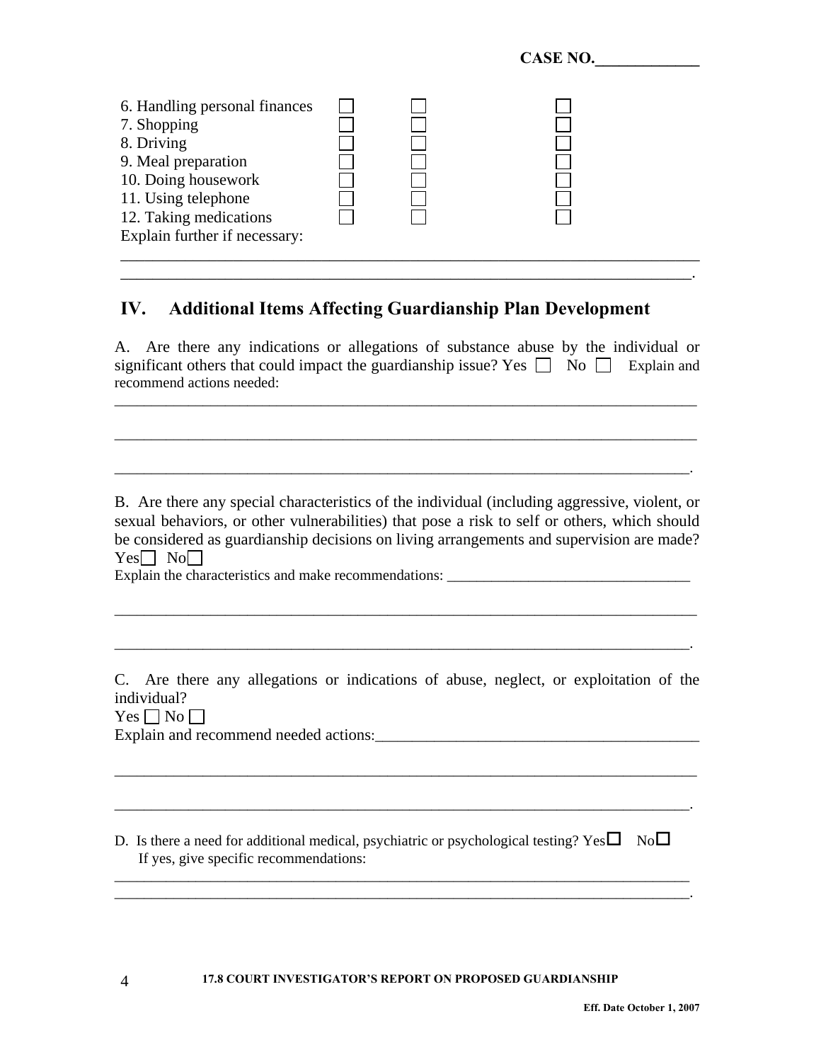CASE NO.____________

| | | | |
|---|---|---|---|
| 6. Handling personal finances | ☐ | ☐ | ☐ |
| 7. Shopping | ☐ | ☐ | ☐ |
| 8. Driving | ☐ | ☐ | ☐ |
| 9. Meal preparation | ☐ | ☐ | ☐ |
| 10. Doing housework | ☐ | ☐ | ☐ |
| 11. Using telephone | ☐ | ☐ | ☐ |
| 12. Taking medications | ☐ | ☐ | ☐ |

Explain further if necessary:

_______________________________________________________________________

_______________________________________________________________________.

## IV. Additional Items Affecting Guardianship Plan Development

A. Are there any indications or allegations of substance abuse by the individual or significant others that could impact the guardianship issue? Yes ☐ No ☐ Explain and recommend actions needed:

_______________________________________________________________________

_______________________________________________________________________

_______________________________________________________________________.

B. Are there any special characteristics of the individual (including aggressive, violent, or sexual behaviors, or other vulnerabilities) that pose a risk to self or others, which should be considered as guardianship decisions on living arrangements and supervision are made?
Yes☐ No☐
Explain the characteristics and make recommendations: ________________________________

_______________________________________________________________________

_______________________________________________________________________.

C. Are there any allegations or indications of abuse, neglect, or exploitation of the individual?
Yes ☐ No ☐
Explain and recommend needed actions:_________________________________________

_______________________________________________________________________

_______________________________________________________________________.

D. Is there a need for additional medical, psychiatric or psychological testing? Yes☐ No☐
If yes, give specific recommendations:

_______________________________________________________________________

_______________________________________________________________________.

17.8 COURT INVESTIGATOR'S REPORT ON PROPOSED GUARDIANSHIP

Eff. Date October 1, 2007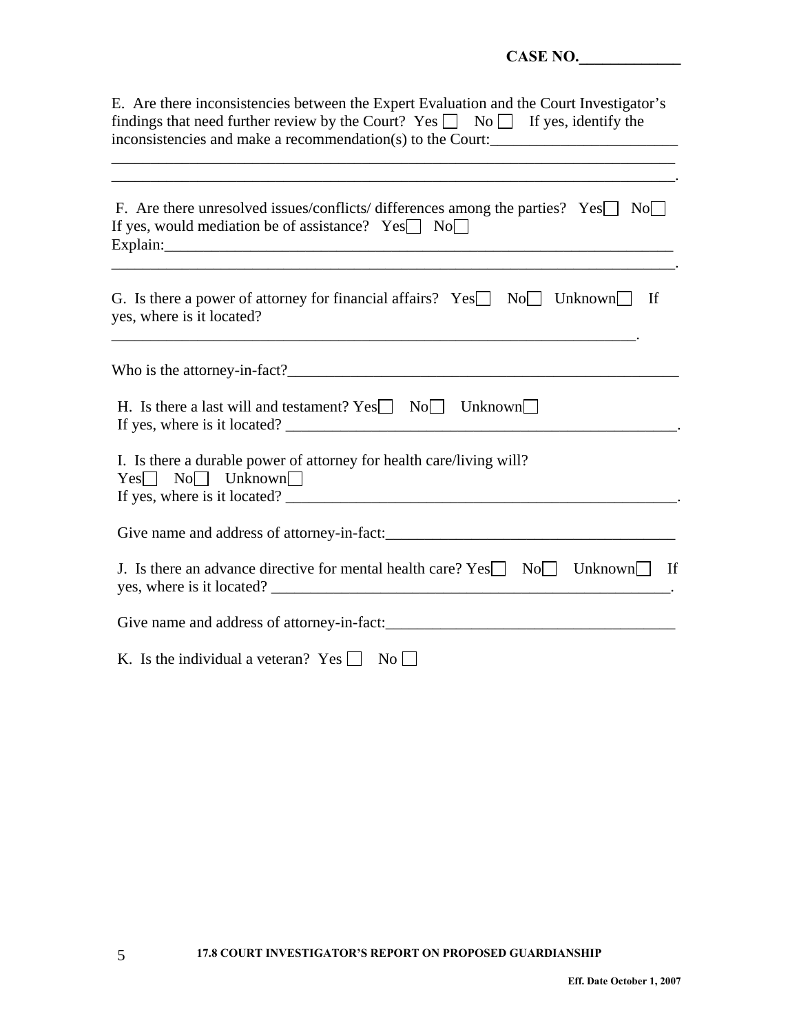CASE NO.\_\_\_\_\_\_\_\_\_\_\_\_\_

E. Are there inconsistencies between the Expert Evaluation and the Court Investigator's findings that need further review by the Court? Yes ☐ No ☐ If yes, identify the inconsistencies and make a recommendation(s) to the Court:\_\_\_\_\_\_\_\_\_\_\_\_\_\_\_\_\_\_\_\_\_\_\_\_
\_\_\_\_\_\_\_\_\_\_\_\_\_\_\_\_\_\_\_\_\_\_\_\_\_\_\_\_\_\_\_\_\_\_\_\_\_\_\_\_\_\_\_\_\_\_\_\_\_\_\_\_\_\_\_\_\_\_\_\_\_\_\_\_\_\_\_\_\_\_\_\_
\_\_\_\_\_\_\_\_\_\_\_\_\_\_\_\_\_\_\_\_\_\_\_\_\_\_\_\_\_\_\_\_\_\_\_\_\_\_\_\_\_\_\_\_\_\_\_\_\_\_\_\_\_\_\_\_\_\_\_\_\_\_\_\_\_\_\_\_\_\_\_\_.

F. Are there unresolved issues/conflicts/ differences among the parties? Yes ☐ No ☐
If yes, would mediation be of assistance? Yes ☐ No ☐
Explain:\_\_\_\_\_\_\_\_\_\_\_\_\_\_\_\_\_\_\_\_\_\_\_\_\_\_\_\_\_\_\_\_\_\_\_\_\_\_\_\_\_\_\_\_\_\_\_\_\_\_\_\_\_\_\_\_\_\_\_\_\_\_\_\_
\_\_\_\_\_\_\_\_\_\_\_\_\_\_\_\_\_\_\_\_\_\_\_\_\_\_\_\_\_\_\_\_\_\_\_\_\_\_\_\_\_\_\_\_\_\_\_\_\_\_\_\_\_\_\_\_\_\_\_\_\_\_\_\_\_\_\_\_\_\_\_\_.

G. Is there a power of attorney for financial affairs? Yes ☐ No ☐ Unknown ☐ If yes, where is it located?
\_\_\_\_\_\_\_\_\_\_\_\_\_\_\_\_\_\_\_\_\_\_\_\_\_\_\_\_\_\_\_\_\_\_\_\_\_\_\_\_\_\_\_\_\_\_\_\_\_\_\_\_\_\_\_\_\_\_\_\_\_\_\_\_\_\_\_\_.

Who is the attorney-in-fact?\_\_\_\_\_\_\_\_\_\_\_\_\_\_\_\_\_\_\_\_\_\_\_\_\_\_\_\_\_\_\_\_\_\_\_\_\_\_\_\_\_\_\_\_\_\_\_\_\_\_

H. Is there a last will and testament? Yes ☐ No ☐ Unknown ☐
If yes, where is it located? \_\_\_\_\_\_\_\_\_\_\_\_\_\_\_\_\_\_\_\_\_\_\_\_\_\_\_\_\_\_\_\_\_\_\_\_\_\_\_\_\_\_\_\_\_\_\_\_\_\_.

I. Is there a durable power of attorney for health care/living will?
Yes ☐ No ☐ Unknown ☐
If yes, where is it located? \_\_\_\_\_\_\_\_\_\_\_\_\_\_\_\_\_\_\_\_\_\_\_\_\_\_\_\_\_\_\_\_\_\_\_\_\_\_\_\_\_\_\_\_\_\_\_\_\_\_.

Give name and address of attorney-in-fact:\_\_\_\_\_\_\_\_\_\_\_\_\_\_\_\_\_\_\_\_\_\_\_\_\_\_\_\_\_\_\_\_\_\_\_\_\_

J. Is there an advance directive for mental health care? Yes ☐ No ☐ Unknown ☐ If yes, where is it located? \_\_\_\_\_\_\_\_\_\_\_\_\_\_\_\_\_\_\_\_\_\_\_\_\_\_\_\_\_\_\_\_\_\_\_\_\_\_\_\_\_\_\_\_\_\_\_\_\_\_\_.

Give name and address of attorney-in-fact:\_\_\_\_\_\_\_\_\_\_\_\_\_\_\_\_\_\_\_\_\_\_\_\_\_\_\_\_\_\_\_\_\_\_\_\_\_

K. Is the individual a veteran? Yes ☐ No ☐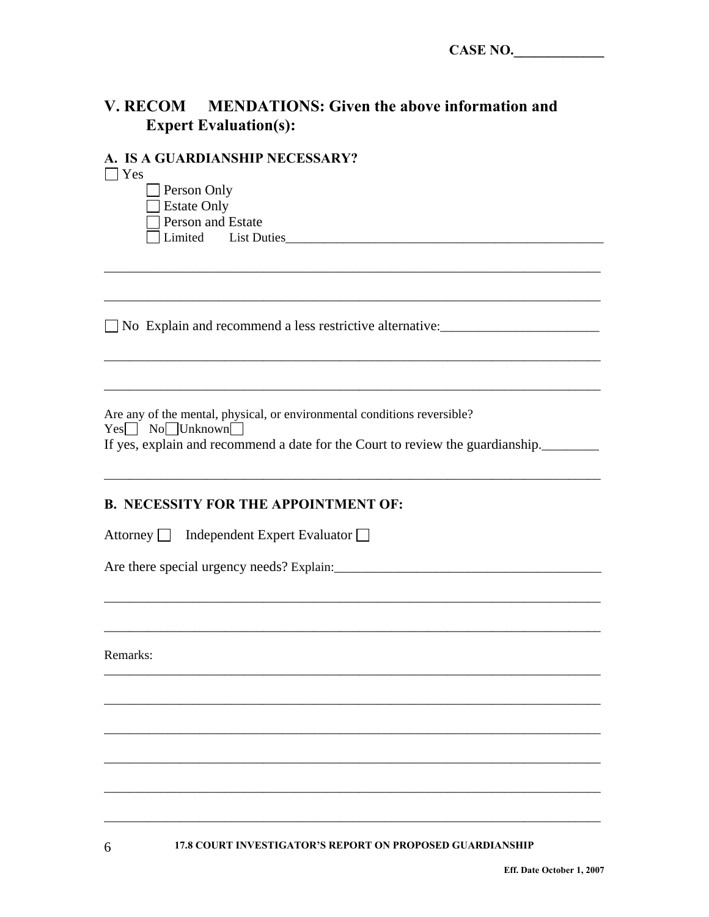CASE NO.____________

## V. RECOMMENDATIONS: Given the above information and Expert Evaluation(s):

### A. IS A GUARDIANSHIP NECESSARY?

☐ Yes

- ☐ Person Only
- ☐ Estate Only
- ☐ Person and Estate
- ☐ Limited  List Duties_______________________________________________

_______________________________________________________________________

_______________________________________________________________________

☐ No Explain and recommend a less restrictive alternative:_______________________

_______________________________________________________________________

_______________________________________________________________________

Are any of the mental, physical, or environmental conditions reversible?

Yes ☐ No ☐ Unknown ☐

If yes, explain and recommend a date for the Court to review the guardianship.________

_______________________________________________________________________

### B. NECESSITY FOR THE APPOINTMENT OF:

Attorney ☐ Independent Expert Evaluator ☐

Are there special urgency needs? Explain:_______________________________________

_______________________________________________________________________

_______________________________________________________________________

Remarks:

_______________________________________________________________________

_______________________________________________________________________

_______________________________________________________________________

_______________________________________________________________________

_______________________________________________________________________

_______________________________________________________________________

17.8 COURT INVESTIGATOR'S REPORT ON PROPOSED GUARDIANSHIP

Eff. Date October 1, 2007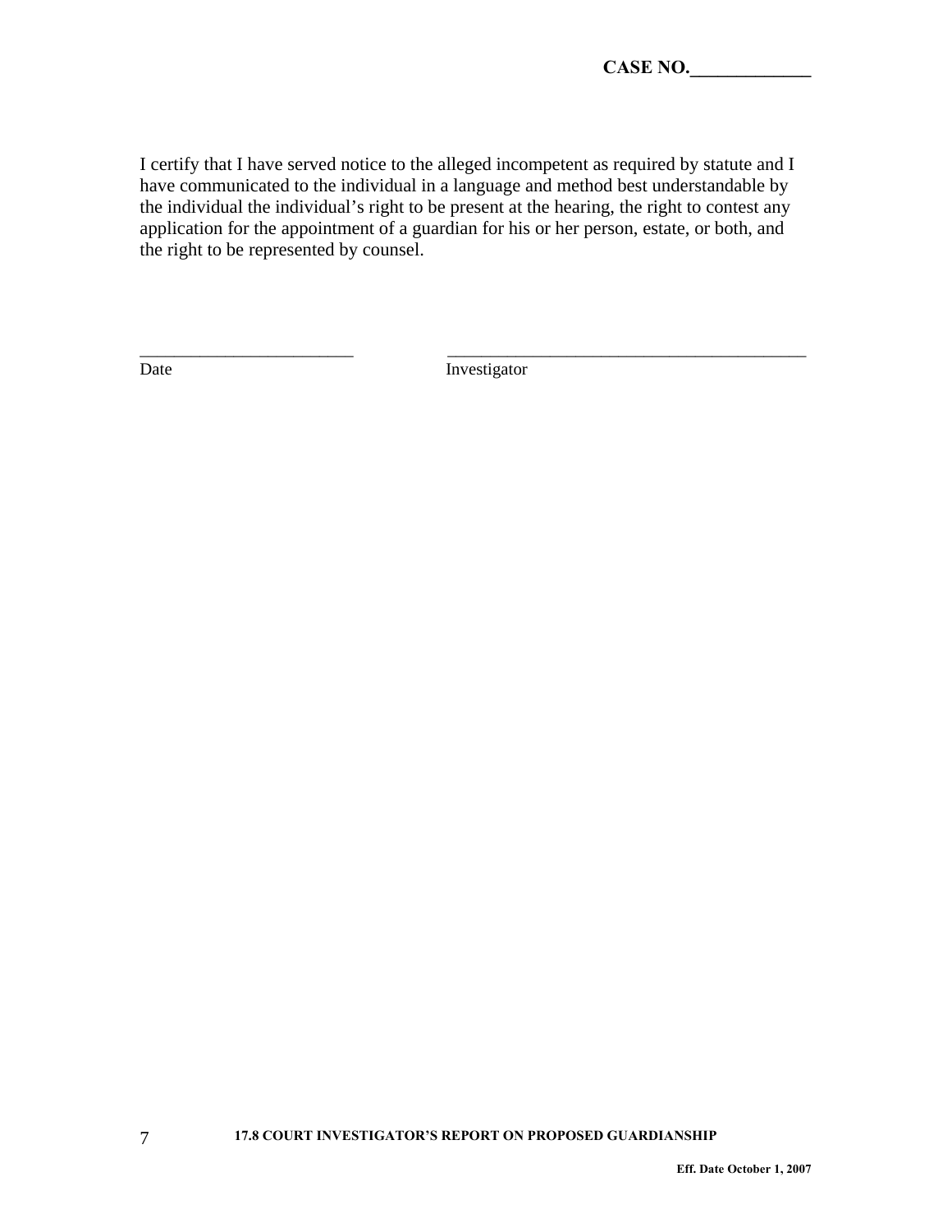**CASE NO.\_\_\_\_\_\_\_\_\_\_\_\_\_**

I certify that I have served notice to the alleged incompetent as required by statute and I have communicated to the individual in a language and method best understandable by the individual the individual's right to be present at the hearing, the right to contest any application for the appointment of a guardian for his or her person, estate, or both, and the right to be represented by counsel.

| | |
|---|---|
| \_\_\_\_\_\_\_\_\_\_\_\_\_\_\_\_\_\_\_\_\_\_\_\_\_ | \_\_\_\_\_\_\_\_\_\_\_\_\_\_\_\_\_\_\_\_\_\_\_\_\_\_\_\_\_\_\_\_\_\_\_\_\_\_\_\_\_\_ |
| Date | Investigator |